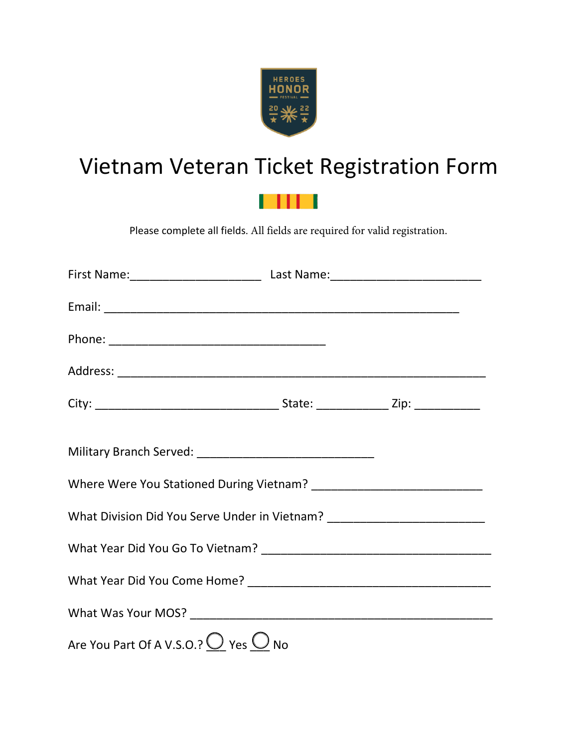HEROES HONOR FESTIVAL 2022

# Vietnam Veteran Ticket Registration Form

Please complete all fields. All fields are required for valid registration.

First Name:____________________ Last Name:_______________________

Email: _______________________________________________________

Phone: _________________________________

Address: _______________________________________________________

City: ____________________________ State: ___________ Zip: __________

Military Branch Served: ___________________________

Where Were You Stationed During Vietnam? __________________________

What Division Did You Serve Under in Vietnam? ________________________

What Year Did You Go To Vietnam? ___________________________________

What Year Did You Come Home? _____________________________________

What Was Your MOS? ______________________________________________

Are You Part Of A V.S.O.? ◯ Yes ◯ No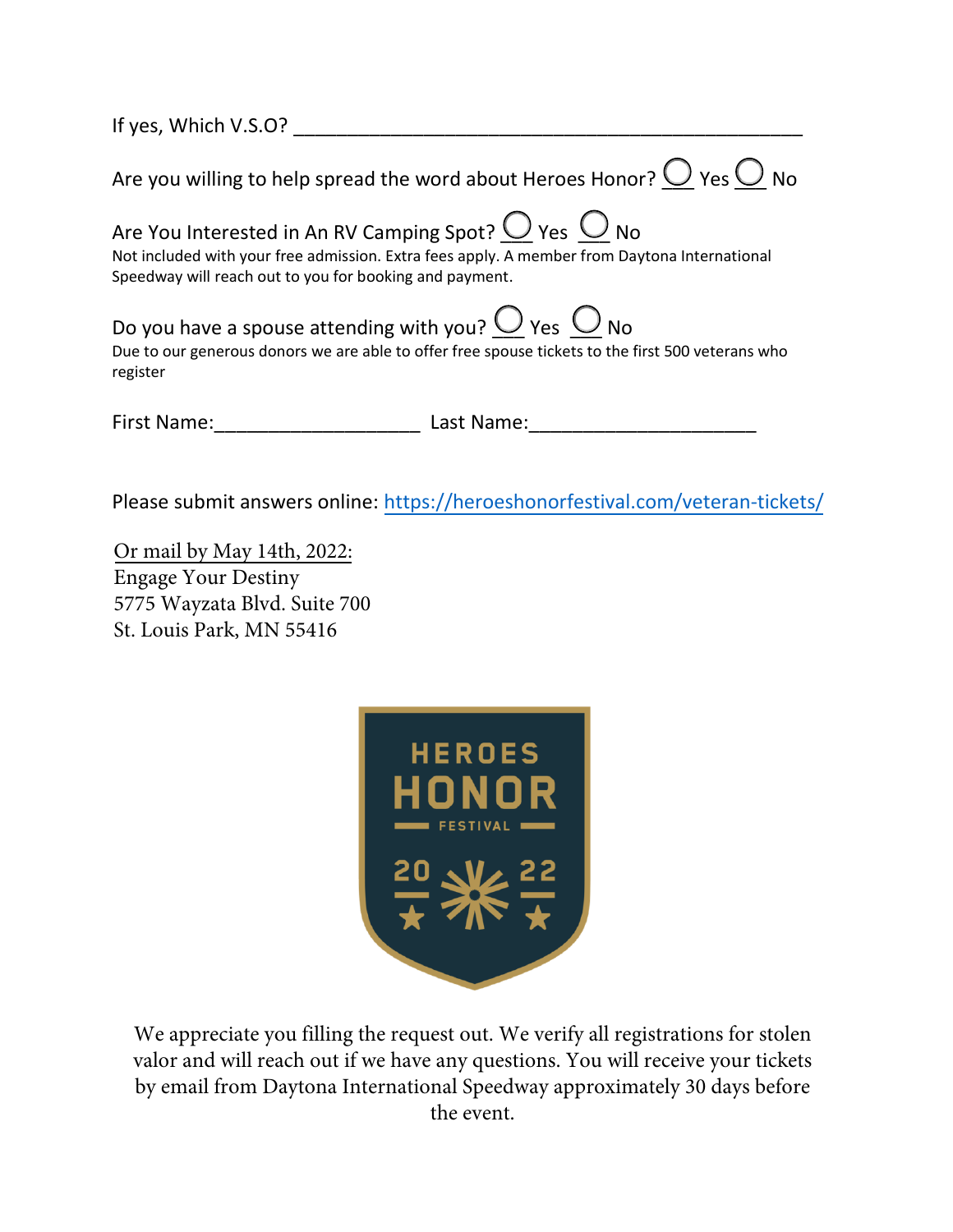If yes, Which V.S.O? ___________________________________________________

Are you willing to help spread the word about Heroes Honor? ◯ Yes ◯ No

Are You Interested in An RV Camping Spot? ◯ Yes ◯ No

Not included with your free admission. Extra fees apply. A member from Daytona International Speedway will reach out to you for booking and payment.

Do you have a spouse attending with you? ◯ Yes ◯ No

Due to our generous donors we are able to offer free spouse tickets to the first 500 veterans who register

First Name:___________________ Last Name:_____________________

Please submit answers online: https://heroeshonorfestival.com/veteran-tickets/

Or mail by May 14th, 2022:
Engage Your Destiny
5775 Wayzata Blvd. Suite 700
St. Louis Park, MN 55416

HEROES HONOR FESTIVAL 2022

We appreciate you filling the request out. We verify all registrations for stolen valor and will reach out if we have any questions. You will receive your tickets by email from Daytona International Speedway approximately 30 days before the event.